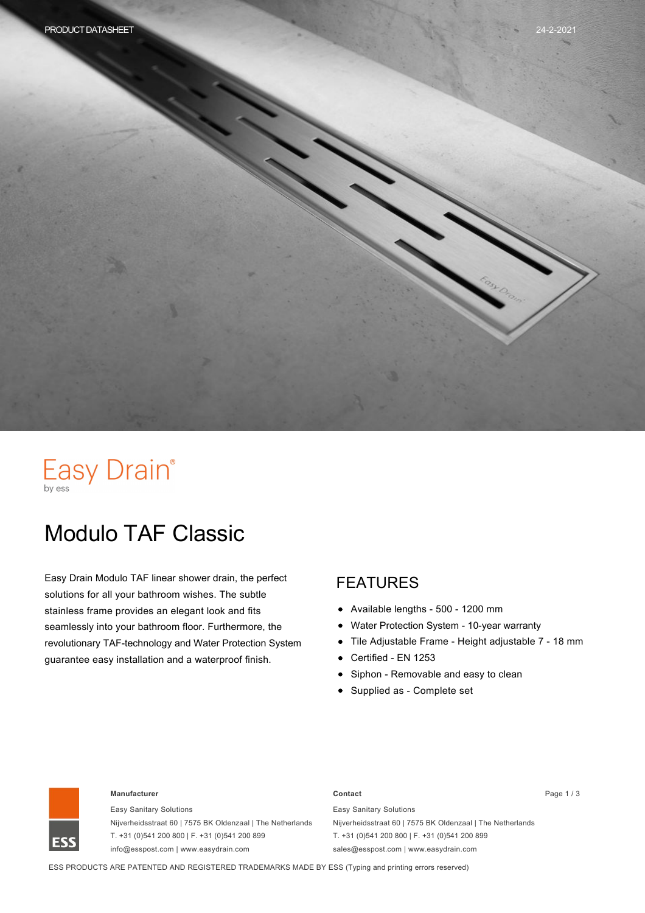Easy Drain®
by ess

# Modulo TAF Classic

Easy Drain Modulo TAF linear shower drain, the perfect solutions for all your bathroom wishes. The subtle stainless frame provides an elegant look and fits seamlessly into your bathroom floor. Furthermore, the revolutionary TAF-technology and Water Protection System guarantee easy installation and a waterproof finish.

## FEATURES

- Available lengths - 500 - 1200 mm
- Water Protection System - 10-year warranty
- Tile Adjustable Frame - Height adjustable 7 - 18 mm
- Certified - EN 1253
- Siphon - Removable and easy to clean
- Supplied as - Complete set

**Manufacturer**

Easy Sanitary Solutions
Nijverheidsstraat 60 | 7575 BK Oldenzaal | The Netherlands
T. +31 (0)541 200 800 | F. +31 (0)541 200 899
info@esspost.com | www.easydrain.com

**Contact**

Easy Sanitary Solutions
Nijverheidsstraat 60 | 7575 BK Oldenzaal | The Netherlands
T. +31 (0)541 200 800 | F. +31 (0)541 200 899
sales@esspost.com | www.easydrain.com

ESS PRODUCTS ARE PATENTED AND REGISTERED TRADEMARKS MADE BY ESS (Typing and printing errors reserved)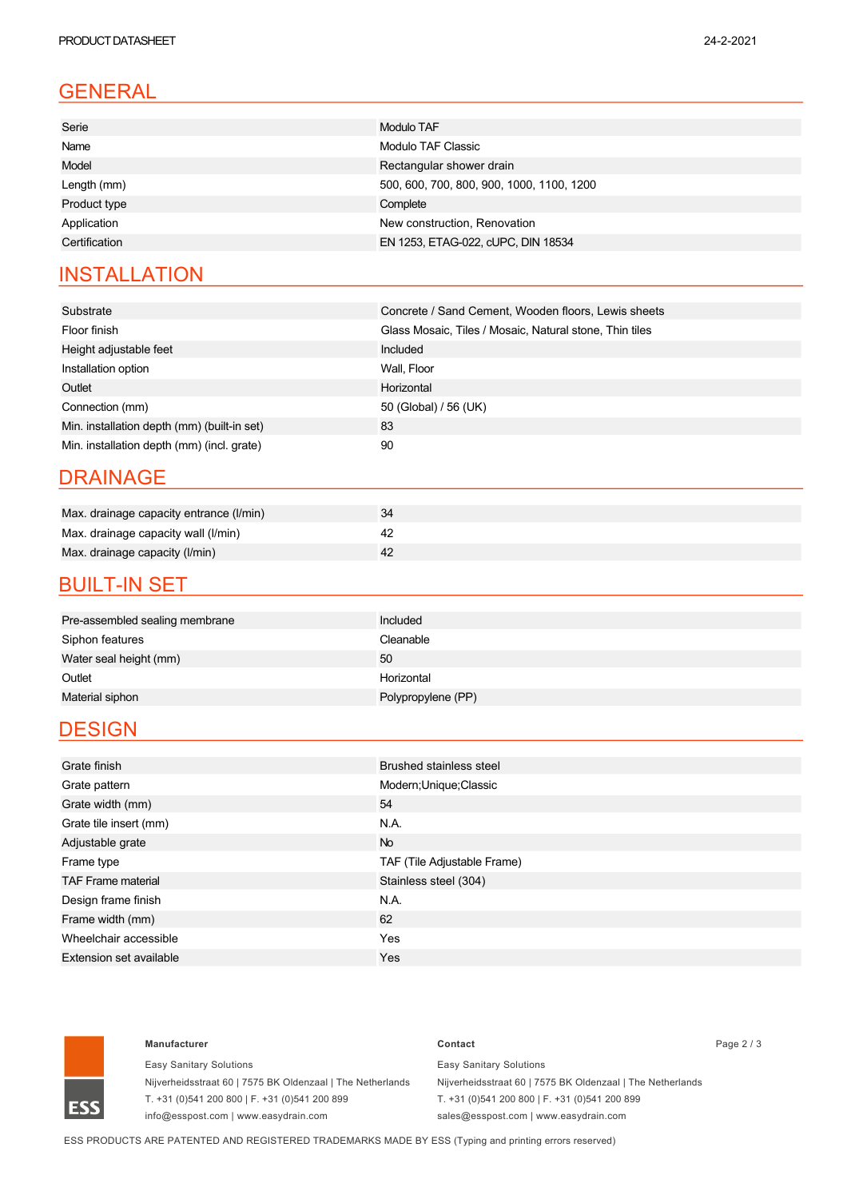# GENERAL

| | |
|---|---|
| Serie | Modulo TAF |
| Name | Modulo TAF Classic |
| Model | Rectangular shower drain |
| Length (mm) | 500, 600, 700, 800, 900, 1000, 1100, 1200 |
| Product type | Complete |
| Application | New construction, Renovation |
| Certification | EN 1253, ETAG-022, cUPC, DIN 18534 |

# INSTALLATION

| | |
|---|---|
| Substrate | Concrete / Sand Cement, Wooden floors, Lewis sheets |
| Floor finish | Glass Mosaic, Tiles / Mosaic, Natural stone, Thin tiles |
| Height adjustable feet | Included |
| Installation option | Wall, Floor |
| Outlet | Horizontal |
| Connection (mm) | 50 (Global) / 56 (UK) |
| Min. installation depth (mm) (built-in set) | 83 |
| Min. installation depth (mm) (incl. grate) | 90 |

# DRAINAGE

| | |
|---|---|
| Max. drainage capacity entrance (l/min) | 34 |
| Max. drainage capacity wall (l/min) | 42 |
| Max. drainage capacity (l/min) | 42 |

# BUILT-IN SET

| | |
|---|---|
| Pre-assembled sealing membrane | Included |
| Siphon features | Cleanable |
| Water seal height (mm) | 50 |
| Outlet | Horizontal |
| Material siphon | Polypropylene (PP) |

# DESIGN

| | |
|---|---|
| Grate finish | Brushed stainless steel |
| Grate pattern | Modern;Unique;Classic |
| Grate width (mm) | 54 |
| Grate tile insert (mm) | N.A. |
| Adjustable grate | No |
| Frame type | TAF (Tile Adjustable Frame) |
| TAF Frame material | Stainless steel (304) |
| Design frame finish | N.A. |
| Frame width (mm) | 62 |
| Wheelchair accessible | Yes |
| Extension set available | Yes |

**Manufacturer**

Easy Sanitary Solutions
Nijverheidsstraat 60 | 7575 BK Oldenzaal | The Netherlands
T. +31 (0)541 200 800 | F. +31 (0)541 200 899
info@esspost.com | www.easydrain.com

**Contact**

Easy Sanitary Solutions
Nijverheidsstraat 60 | 7575 BK Oldenzaal | The Netherlands
T. +31 (0)541 200 800 | F. +31 (0)541 200 899
sales@esspost.com | www.easydrain.com

ESS PRODUCTS ARE PATENTED AND REGISTERED TRADEMARKS MADE BY ESS (Typing and printing errors reserved)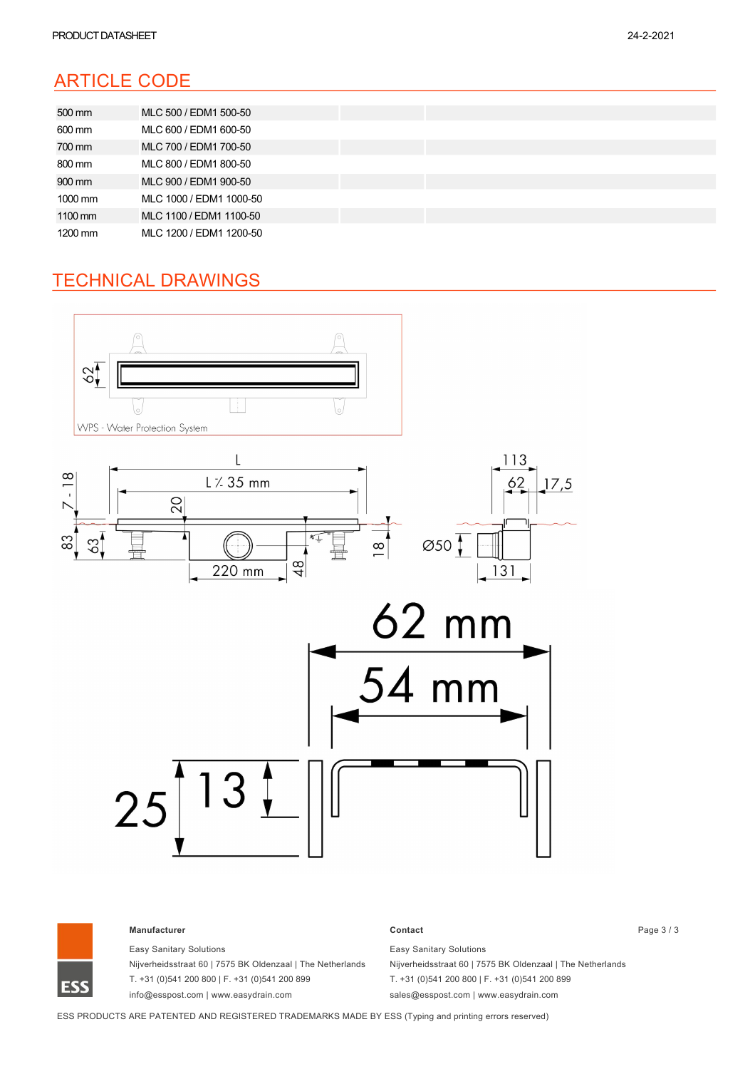## ARTICLE CODE

| | | | |
|---|---|---|---|
| 500 mm | MLC 500 / EDM1 500-50 | | |
| 600 mm | MLC 600 / EDM1 600-50 | | |
| 700 mm | MLC 700 / EDM1 700-50 | | |
| 800 mm | MLC 800 / EDM1 800-50 | | |
| 900 mm | MLC 900 / EDM1 900-50 | | |
| 1000 mm | MLC 1000 / EDM1 1000-50 | | |
| 1100 mm | MLC 1100 / EDM1 1100-50 | | |
| 1200 mm | MLC 1200 / EDM1 1200-50 | | |

## TECHNICAL DRAWINGS

62

WPS - Water Protection System

L

L ⁄ 35 mm

20

7 - 18

83

63

220 mm

48

18

113

62

17,5

Ø50

131

62 mm

54 mm

25

13

**Manufacturer**

Easy Sanitary Solutions
Nijverheidsstraat 60 | 7575 BK Oldenzaal | The Netherlands
T. +31 (0)541 200 800 | F. +31 (0)541 200 899
info@esspost.com | www.easydrain.com

**Contact**

Easy Sanitary Solutions
Nijverheidsstraat 60 | 7575 BK Oldenzaal | The Netherlands
T. +31 (0)541 200 800 | F. +31 (0)541 200 899
sales@esspost.com | www.easydrain.com

ESS PRODUCTS ARE PATENTED AND REGISTERED TRADEMARKS MADE BY ESS (Typing and printing errors reserved)